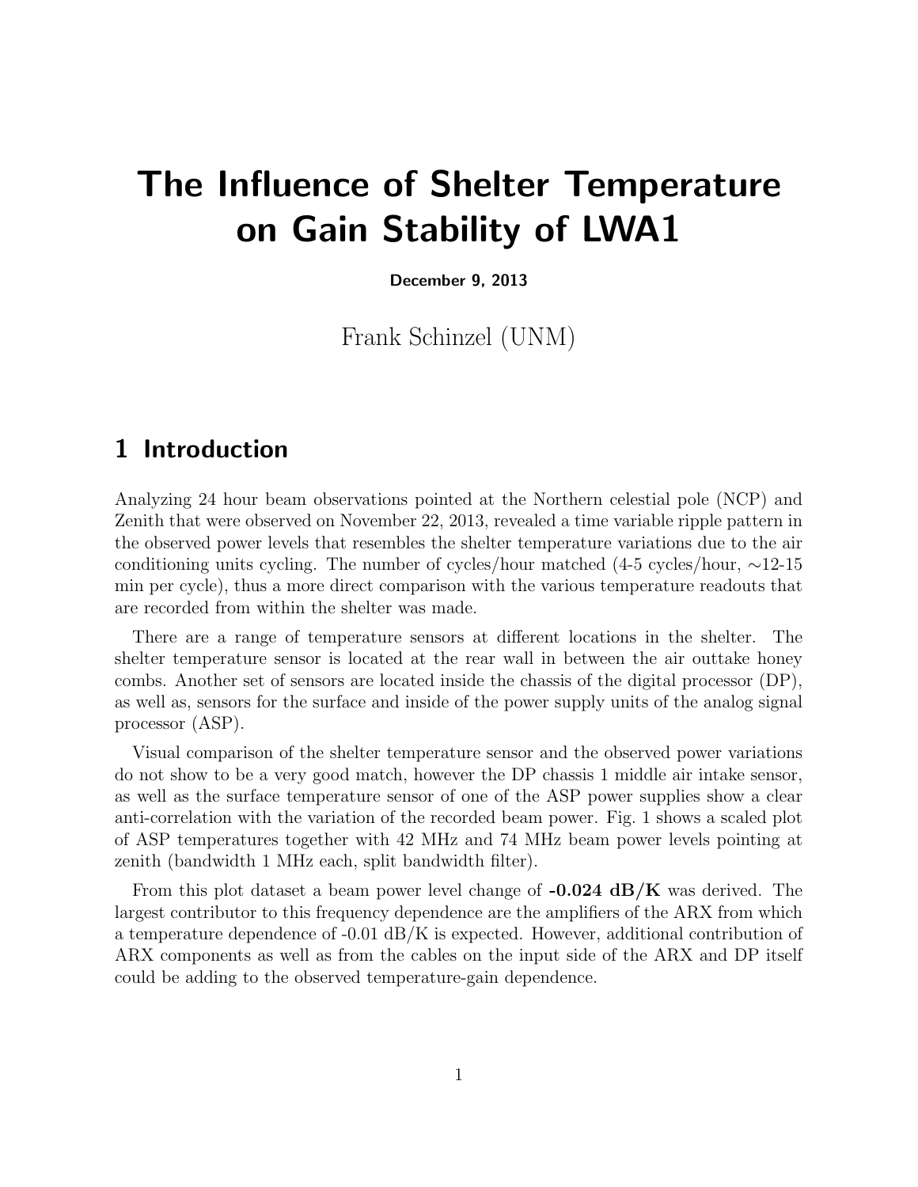# The Influence of Shelter Temperature on Gain Stability of LWA1

**December 9, 2013**

Frank Schinzel (UNM)

## 1 Introduction

Analyzing 24 hour beam observations pointed at the Northern celestial pole (NCP) and Zenith that were observed on November 22, 2013, revealed a time variable ripple pattern in the observed power levels that resembles the shelter temperature variations due to the air conditioning units cycling. The number of cycles/hour matched (4-5 cycles/hour, $\sim$12-15 min per cycle), thus a more direct comparison with the various temperature readouts that are recorded from within the shelter was made.

There are a range of temperature sensors at different locations in the shelter. The shelter temperature sensor is located at the rear wall in between the air outtake honey combs. Another set of sensors are located inside the chassis of the digital processor (DP), as well as, sensors for the surface and inside of the power supply units of the analog signal processor (ASP).

Visual comparison of the shelter temperature sensor and the observed power variations do not show to be a very good match, however the DP chassis 1 middle air intake sensor, as well as the surface temperature sensor of one of the ASP power supplies show a clear anti-correlation with the variation of the recorded beam power. Fig. 1 shows a scaled plot of ASP temperatures together with 42 MHz and 74 MHz beam power levels pointing at zenith (bandwidth 1 MHz each, split bandwidth filter).

From this plot dataset a beam power level change of **-0.024 dB/K** was derived. The largest contributor to this frequency dependence are the amplifiers of the ARX from which a temperature dependence of -0.01 dB/K is expected. However, additional contribution of ARX components as well as from the cables on the input side of the ARX and DP itself could be adding to the observed temperature-gain dependence.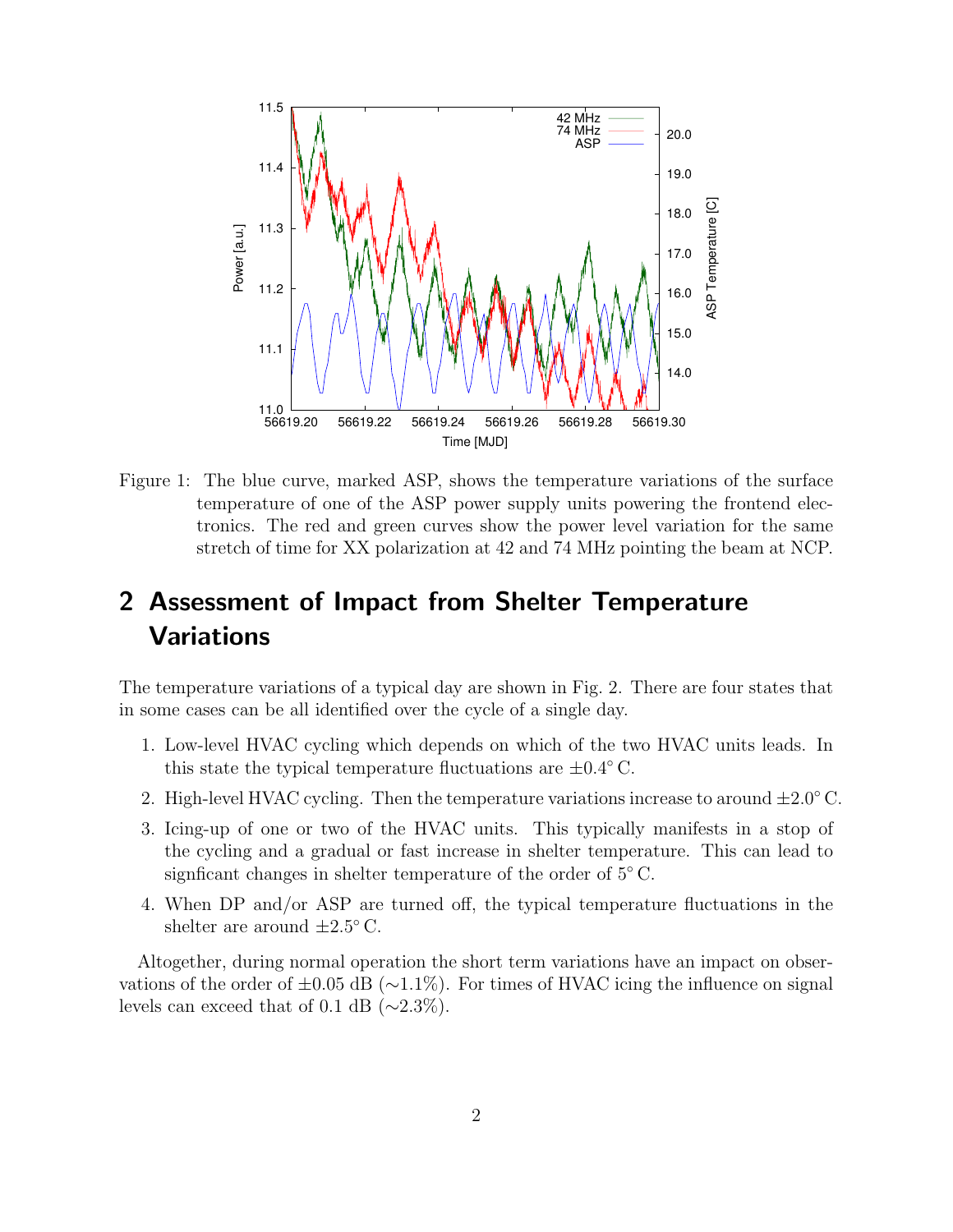Figure 1: The blue curve, marked ASP, shows the temperature variations of the surface temperature of one of the ASP power supply units powering the frontend electronics. The red and green curves show the power level variation for the same stretch of time for XX polarization at 42 and 74 MHz pointing the beam at NCP.

## 2 Assessment of Impact from Shelter Temperature Variations

The temperature variations of a typical day are shown in Fig. 2. There are four states that in some cases can be all identified over the cycle of a single day.

1. Low-level HVAC cycling which depends on which of the two HVAC units leads. In this state the typical temperature fluctuations are $\pm 0.4^{\circ}$ C.
2. High-level HVAC cycling. Then the temperature variations increase to around $\pm 2.0^{\circ}$ C.
3. Icing-up of one or two of the HVAC units. This typically manifests in a stop of the cycling and a gradual or fast increase in shelter temperature. This can lead to signficant changes in shelter temperature of the order of $5^{\circ}$ C.
4. When DP and/or ASP are turned off, the typical temperature fluctuations in the shelter are around $\pm 2.5^{\circ}$ C.

Altogether, during normal operation the short term variations have an impact on observations of the order of $\pm 0.05$ dB ($\sim$1.1%). For times of HVAC icing the influence on signal levels can exceed that of 0.1 dB ($\sim$2.3%).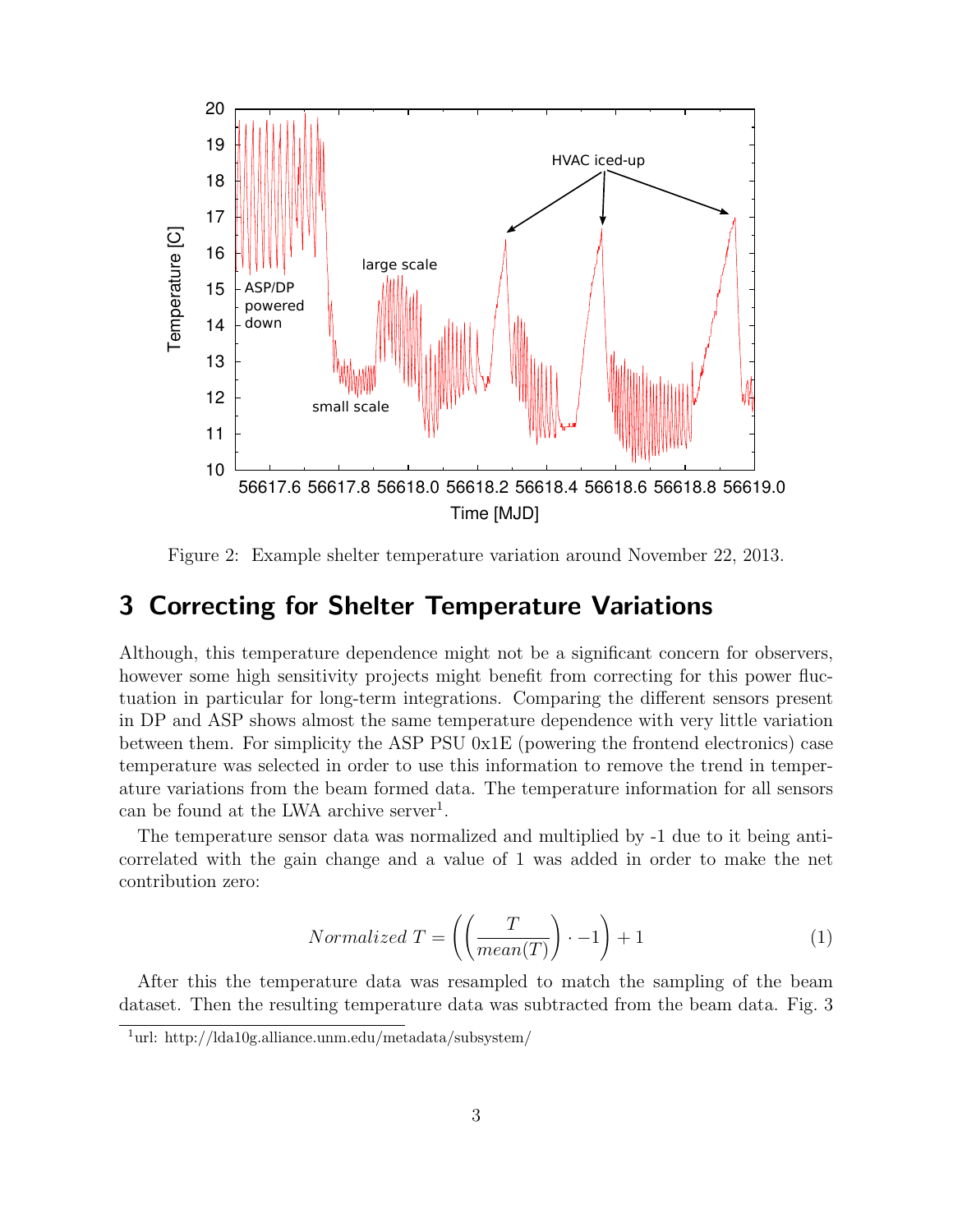Figure 2: Example shelter temperature variation around November 22, 2013.

## 3 Correcting for Shelter Temperature Variations

Although, this temperature dependence might not be a significant concern for observers, however some high sensitivity projects might benefit from correcting for this power fluctuation in particular for long-term integrations. Comparing the different sensors present in DP and ASP shows almost the same temperature dependence with very little variation between them. For simplicity the ASP PSU 0x1E (powering the frontend electronics) case temperature was selected in order to use this information to remove the trend in temperature variations from the beam formed data. The temperature information for all sensors can be found at the LWA archive server[1].

The temperature sensor data was normalized and multiplied by -1 due to it being anti-correlated with the gain change and a value of 1 was added in order to make the net contribution zero:

$$Normalized\ T = \left( \left( \frac{T}{mean(T)} \right) \cdot -1 \right) + 1 \tag{1}$$

After this the temperature data was resampled to match the sampling of the beam dataset. Then the resulting temperature data was subtracted from the beam data. Fig. 3

[1] url: http://lda10g.alliance.unm.edu/metadata/subsystem/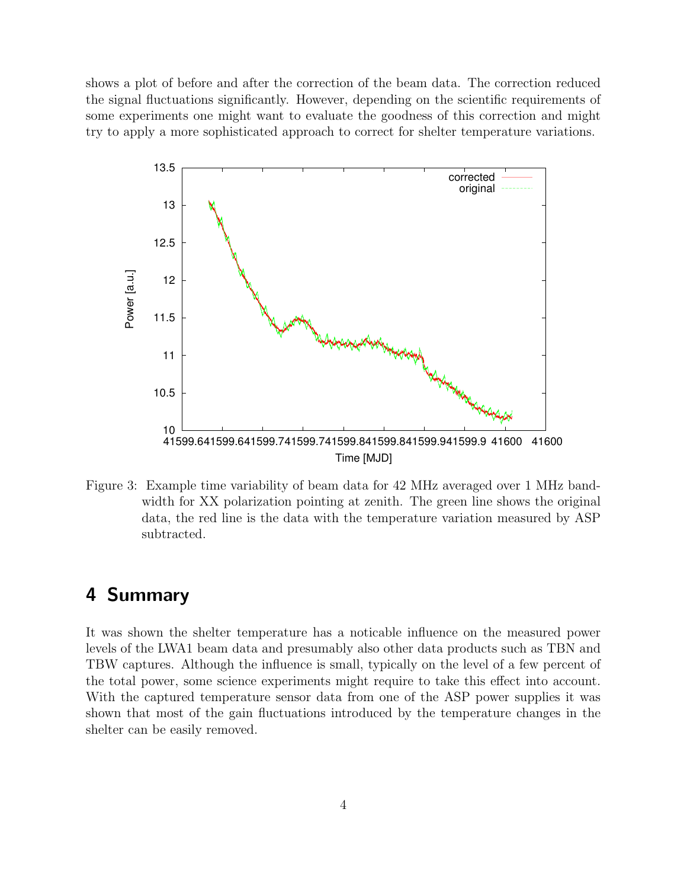shows a plot of before and after the correction of the beam data. The correction reduced the signal fluctuations significantly. However, depending on the scientific requirements of some experiments one might want to evaluate the goodness of this correction and might try to apply a more sophisticated approach to correct for shelter temperature variations.

13.5
13
12.5
12
11.5
11
10.5
10

Power [a.u.]

41599.641599.641599.741599.741599.841599.841599.941599.9 41600 41600

Time [MJD]

corrected
original

Figure 3: Example time variability of beam data for 42 MHz averaged over 1 MHz bandwidth for XX polarization pointing at zenith. The green line shows the original data, the red line is the data with the temperature variation measured by ASP subtracted.

## 4 Summary

It was shown the shelter temperature has a noticable influence on the measured power levels of the LWA1 beam data and presumably also other data products such as TBN and TBW captures. Although the influence is small, typically on the level of a few percent of the total power, some science experiments might require to take this effect into account. With the captured temperature sensor data from one of the ASP power supplies it was shown that most of the gain fluctuations introduced by the temperature changes in the shelter can be easily removed.